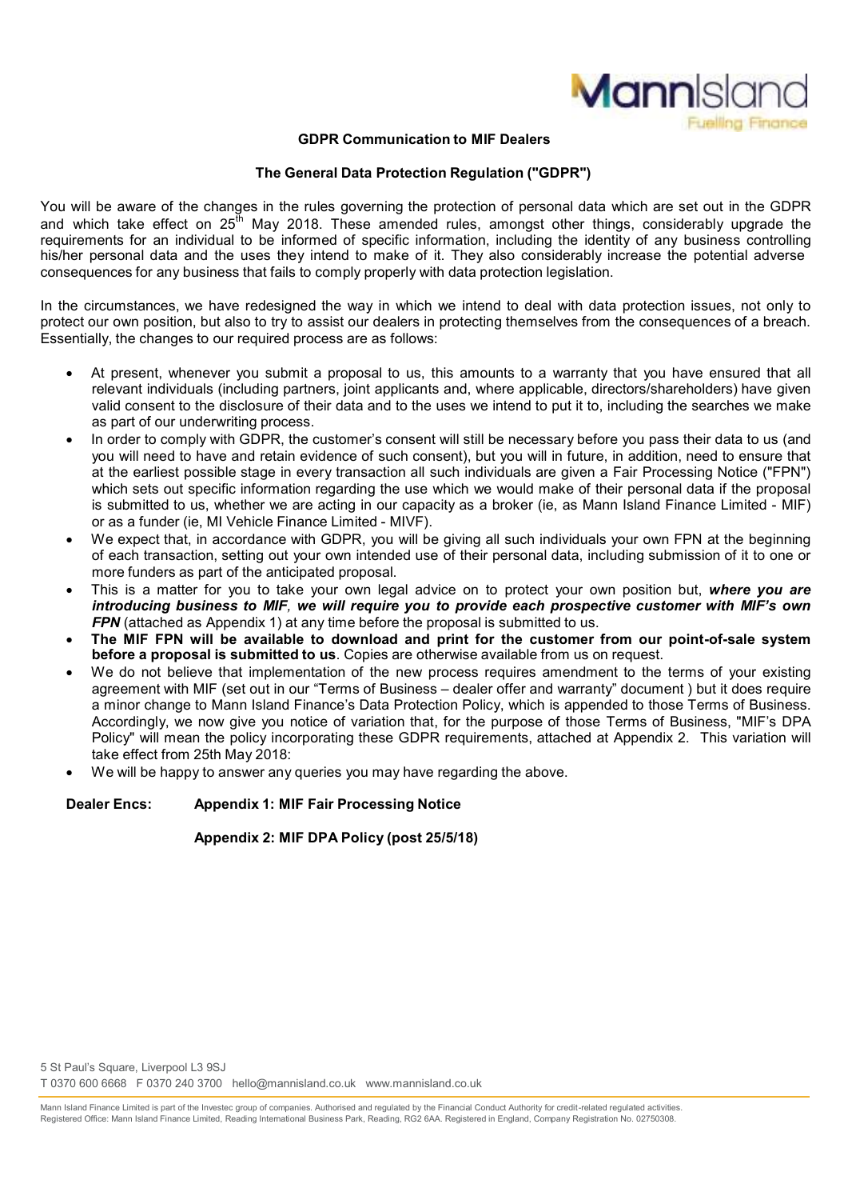# GDPR Communication to MIF Dealers

## The General Data Protection Regulation ("GDPR")

You will be aware of the changes in the rules governing the protection of personal data which are set out in the GDPR and which take effect on 25th May 2018. These amended rules, amongst other things, considerably upgrade the requirements for an individual to be informed of specific information, including the identity of any business controlling his/her personal data and the uses they intend to make of it. They also considerably increase the potential adverse consequences for any business that fails to comply properly with data protection legislation.

In the circumstances, we have redesigned the way in which we intend to deal with data protection issues, not only to protect our own position, but also to try to assist our dealers in protecting themselves from the consequences of a breach. Essentially, the changes to our required process are as follows:

- At present, whenever you submit a proposal to us, this amounts to a warranty that you have ensured that all relevant individuals (including partners, joint applicants and, where applicable, directors/shareholders) have given valid consent to the disclosure of their data and to the uses we intend to put it to, including the searches we make as part of our underwriting process.
- In order to comply with GDPR, the customer's consent will still be necessary before you pass their data to us (and you will need to have and retain evidence of such consent), but you will in future, in addition, need to ensure that at the earliest possible stage in every transaction all such individuals are given a Fair Processing Notice ("FPN") which sets out specific information regarding the use which we would make of their personal data if the proposal is submitted to us, whether we are acting in our capacity as a broker (ie, as Mann Island Finance Limited - MIF) or as a funder (ie, MI Vehicle Finance Limited - MIVF).
- We expect that, in accordance with GDPR, you will be giving all such individuals your own FPN at the beginning of each transaction, setting out your own intended use of their personal data, including submission of it to one or more funders as part of the anticipated proposal.
- This is a matter for you to take your own legal advice on to protect your own position but, ***where you are introducing business to MIF, we will require you to provide each prospective customer with MIF's own FPN*** (attached as Appendix 1) at any time before the proposal is submitted to us.
- **The MIF FPN will be available to download and print for the customer from our point-of-sale system before a proposal is submitted to us**. Copies are otherwise available from us on request.
- We do not believe that implementation of the new process requires amendment to the terms of your existing agreement with MIF (set out in our "Terms of Business – dealer offer and warranty" document ) but it does require a minor change to Mann Island Finance's Data Protection Policy, which is appended to those Terms of Business. Accordingly, we now give you notice of variation that, for the purpose of those Terms of Business, "MIF's DPA Policy" will mean the policy incorporating these GDPR requirements, attached at Appendix 2. This variation will take effect from 25th May 2018:
- We will be happy to answer any queries you may have regarding the above.

**Dealer Encs: Appendix 1: MIF Fair Processing Notice**

**Appendix 2: MIF DPA Policy (post 25/5/18)**

5 St Paul's Square, Liverpool L3 9SJ
T 0370 600 6668 F 0370 240 3700 hello@mannisland.co.uk www.mannisland.co.uk

Mann Island Finance Limited is part of the Investec group of companies. Authorised and regulated by the Financial Conduct Authority for credit-related regulated activities.
Registered Office: Mann Island Finance Limited, Reading International Business Park, Reading, RG2 6AA. Registered in England, Company Registration No. 02750308.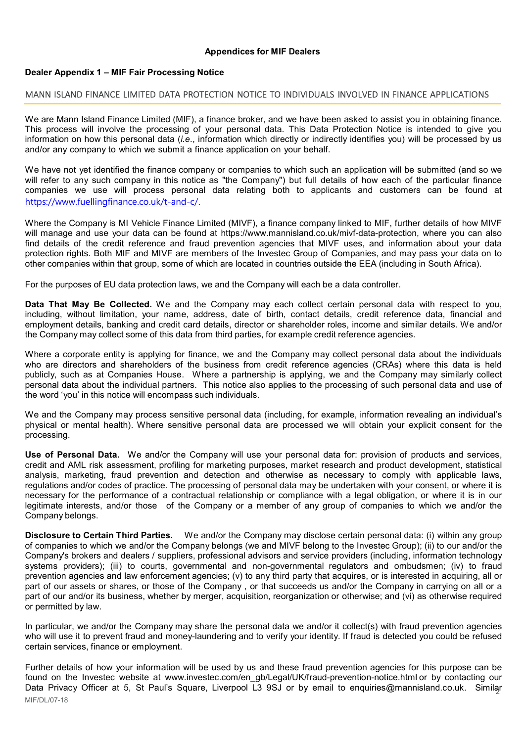**Appendices for MIF Dealers**

**Dealer Appendix 1 – MIF Fair Processing Notice**

## MANN ISLAND FINANCE LIMITED DATA PROTECTION NOTICE TO INDIVIDUALS INVOLVED IN FINANCE APPLICATIONS

We are Mann Island Finance Limited (MIF), a finance broker, and we have been asked to assist you in obtaining finance. This process will involve the processing of your personal data. This Data Protection Notice is intended to give you information on how this personal data (*i.e.*, information which directly or indirectly identifies you) will be processed by us and/or any company to which we submit a finance application on your behalf.

We have not yet identified the finance company or companies to which such an application will be submitted (and so we will refer to any such company in this notice as "the Company") but full details of how each of the particular finance companies we use will process personal data relating both to applicants and customers can be found at https://www.fuellingfinance.co.uk/t-and-c/.

Where the Company is MI Vehicle Finance Limited (MIVF), a finance company linked to MIF, further details of how MIVF will manage and use your data can be found at https://www.mannisland.co.uk/mivf-data-protection, where you can also find details of the credit reference and fraud prevention agencies that MIVF uses, and information about your data protection rights. Both MIF and MIVF are members of the Investec Group of Companies, and may pass your data on to other companies within that group, some of which are located in countries outside the EEA (including in South Africa).

For the purposes of EU data protection laws, we and the Company will each be a data controller.

**Data That May Be Collected.** We and the Company may each collect certain personal data with respect to you, including, without limitation, your name, address, date of birth, contact details, credit reference data, financial and employment details, banking and credit card details, director or shareholder roles, income and similar details. We and/or the Company may collect some of this data from third parties, for example credit reference agencies.

Where a corporate entity is applying for finance, we and the Company may collect personal data about the individuals who are directors and shareholders of the business from credit reference agencies (CRAs) where this data is held publicly, such as at Companies House. Where a partnership is applying, we and the Company may similarly collect personal data about the individual partners. This notice also applies to the processing of such personal data and use of the word 'you' in this notice will encompass such individuals.

We and the Company may process sensitive personal data (including, for example, information revealing an individual's physical or mental health). Where sensitive personal data are processed we will obtain your explicit consent for the processing.

**Use of Personal Data.** We and/or the Company will use your personal data for: provision of products and services, credit and AML risk assessment, profiling for marketing purposes, market research and product development, statistical analysis, marketing, fraud prevention and detection and otherwise as necessary to comply with applicable laws, regulations and/or codes of practice. The processing of personal data may be undertaken with your consent, or where it is necessary for the performance of a contractual relationship or compliance with a legal obligation, or where it is in our legitimate interests, and/or those of the Company or a member of any group of companies to which we and/or the Company belongs.

**Disclosure to Certain Third Parties.** We and/or the Company may disclose certain personal data: (i) within any group of companies to which we and/or the Company belongs (we and MIVF belong to the Investec Group); (ii) to our and/or the Company's brokers and dealers / suppliers, professional advisors and service providers (including, information technology systems providers); (iii) to courts, governmental and non-governmental regulators and ombudsmen; (iv) to fraud prevention agencies and law enforcement agencies; (v) to any third party that acquires, or is interested in acquiring, all or part of our assets or shares, or those of the Company , or that succeeds us and/or the Company in carrying on all or a part of our and/or its business, whether by merger, acquisition, reorganization or otherwise; and (vi) as otherwise required or permitted by law.

In particular, we and/or the Company may share the personal data we and/or it collect(s) with fraud prevention agencies who will use it to prevent fraud and money-laundering and to verify your identity. If fraud is detected you could be refused certain services, finance or employment.

Further details of how your information will be used by us and these fraud prevention agencies for this purpose can be found on the Investec website at www.investec.com/en_gb/Legal/UK/fraud-prevention-notice.html or by contacting our Data Privacy Officer at 5, St Paul's Square, Liverpool L3 9SJ or by email to enquiries@mannisland.co.uk. Similar

MIF/DL/07-18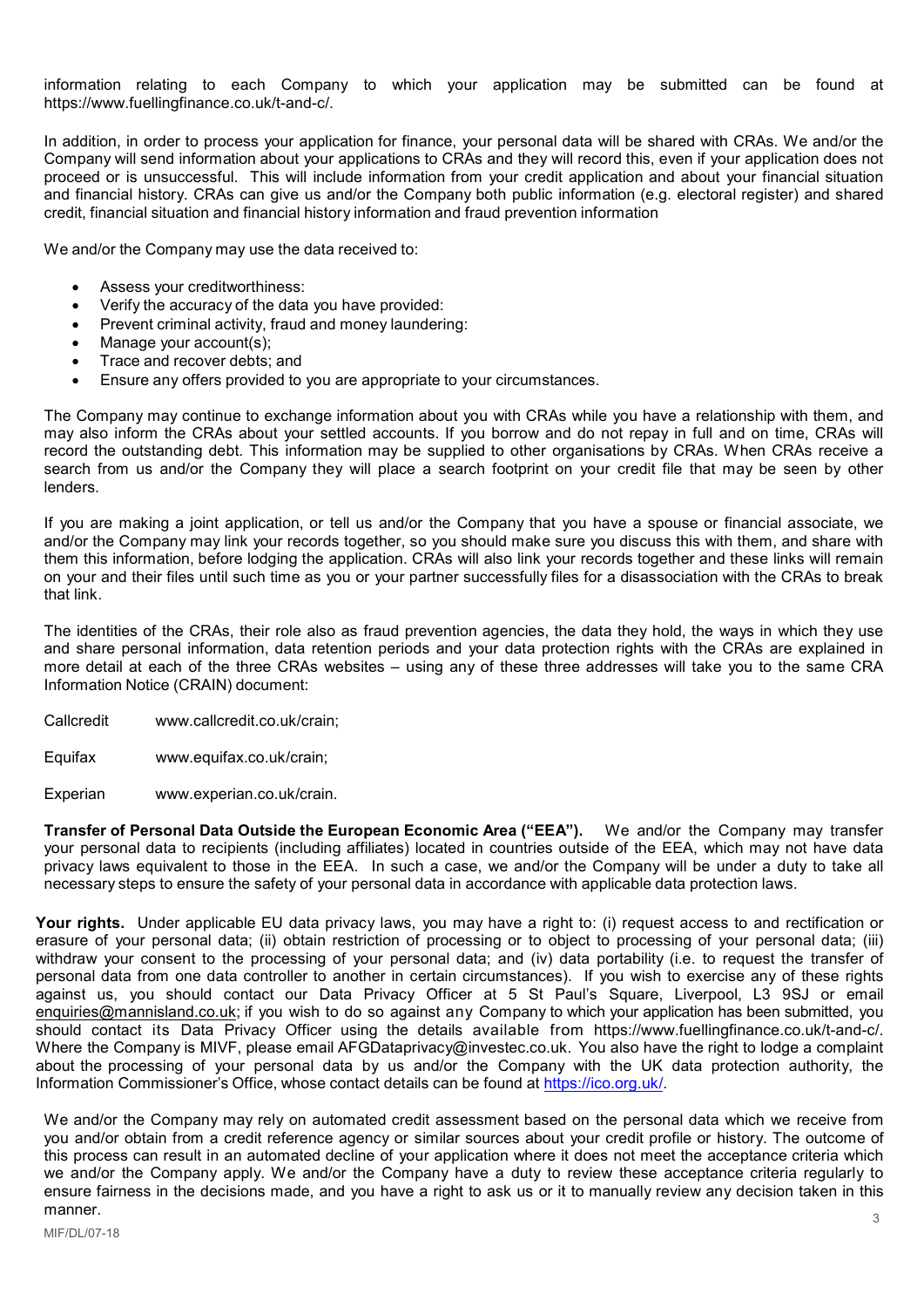information relating to each Company to which your application may be submitted can be found at https://www.fuellingfinance.co.uk/t-and-c/.

In addition, in order to process your application for finance, your personal data will be shared with CRAs. We and/or the Company will send information about your applications to CRAs and they will record this, even if your application does not proceed or is unsuccessful. This will include information from your credit application and about your financial situation and financial history. CRAs can give us and/or the Company both public information (e.g. electoral register) and shared credit, financial situation and financial history information and fraud prevention information

We and/or the Company may use the data received to:

- Assess your creditworthiness:
- Verify the accuracy of the data you have provided:
- Prevent criminal activity, fraud and money laundering:
- Manage your account(s);
- Trace and recover debts; and
- Ensure any offers provided to you are appropriate to your circumstances.

The Company may continue to exchange information about you with CRAs while you have a relationship with them, and may also inform the CRAs about your settled accounts. If you borrow and do not repay in full and on time, CRAs will record the outstanding debt. This information may be supplied to other organisations by CRAs. When CRAs receive a search from us and/or the Company they will place a search footprint on your credit file that may be seen by other lenders.

If you are making a joint application, or tell us and/or the Company that you have a spouse or financial associate, we and/or the Company may link your records together, so you should make sure you discuss this with them, and share with them this information, before lodging the application. CRAs will also link your records together and these links will remain on your and their files until such time as you or your partner successfully files for a disassociation with the CRAs to break that link.

The identities of the CRAs, their role also as fraud prevention agencies, the data they hold, the ways in which they use and share personal information, data retention periods and your data protection rights with the CRAs are explained in more detail at each of the three CRAs websites – using any of these three addresses will take you to the same CRA Information Notice (CRAIN) document:

Callcredit www.callcredit.co.uk/crain;

Equifax www.equifax.co.uk/crain;

Experian www.experian.co.uk/crain.

**Transfer of Personal Data Outside the European Economic Area ("EEA").** We and/or the Company may transfer your personal data to recipients (including affiliates) located in countries outside of the EEA, which may not have data privacy laws equivalent to those in the EEA. In such a case, we and/or the Company will be under a duty to take all necessary steps to ensure the safety of your personal data in accordance with applicable data protection laws.

**Your rights.** Under applicable EU data privacy laws, you may have a right to: (i) request access to and rectification or erasure of your personal data; (ii) obtain restriction of processing or to object to processing of your personal data; (iii) withdraw your consent to the processing of your personal data; and (iv) data portability (i.e. to request the transfer of personal data from one data controller to another in certain circumstances). If you wish to exercise any of these rights against us, you should contact our Data Privacy Officer at 5 St Paul's Square, Liverpool, L3 9SJ or email enquiries@mannisland.co.uk; if you wish to do so against any Company to which your application has been submitted, you should contact its Data Privacy Officer using the details available from https://www.fuellingfinance.co.uk/t-and-c/. Where the Company is MIVF, please email AFGDataprivacy@investec.co.uk. You also have the right to lodge a complaint about the processing of your personal data by us and/or the Company with the UK data protection authority, the Information Commissioner's Office, whose contact details can be found at https://ico.org.uk/.

We and/or the Company may rely on automated credit assessment based on the personal data which we receive from you and/or obtain from a credit reference agency or similar sources about your credit profile or history. The outcome of this process can result in an automated decline of your application where it does not meet the acceptance criteria which we and/or the Company apply. We and/or the Company have a duty to review these acceptance criteria regularly to ensure fairness in the decisions made, and you have a right to ask us or it to manually review any decision taken in this manner.

MIF/DL/07-18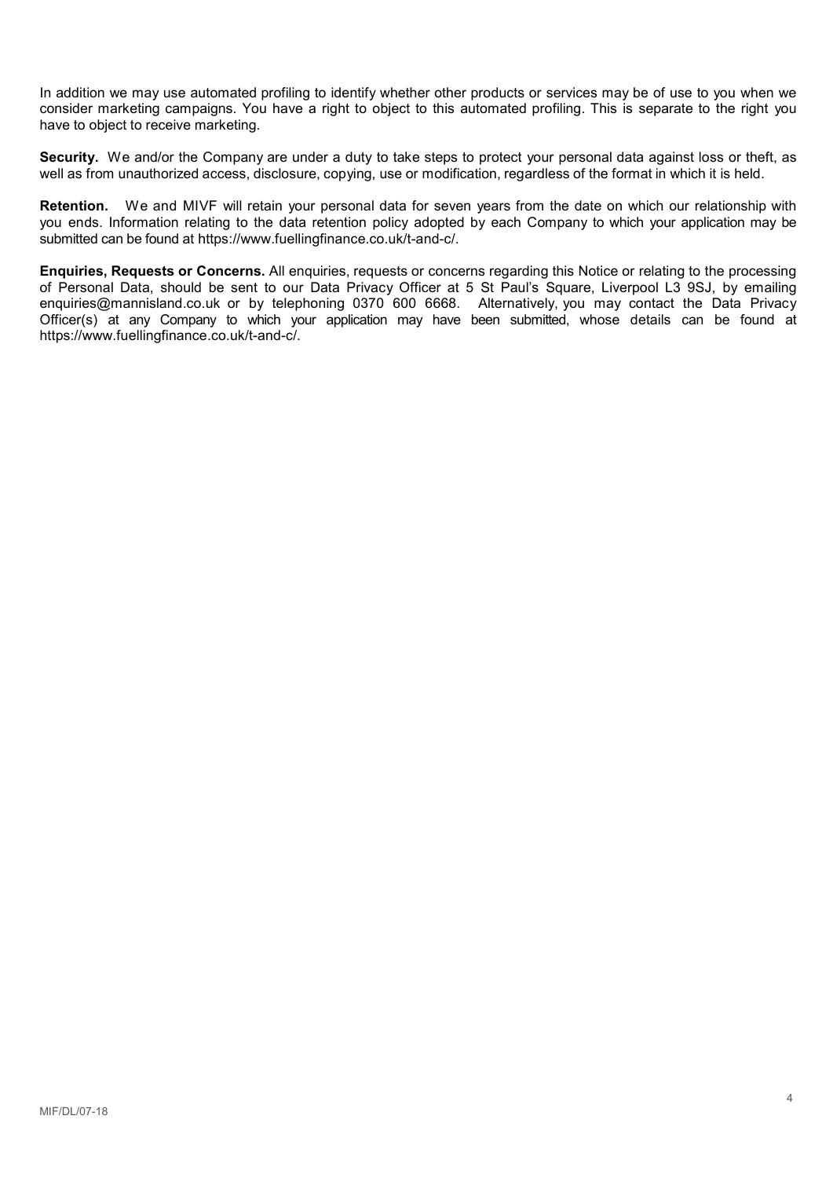In addition we may use automated profiling to identify whether other products or services may be of use to you when we consider marketing campaigns. You have a right to object to this automated profiling. This is separate to the right you have to object to receive marketing.

**Security.** We and/or the Company are under a duty to take steps to protect your personal data against loss or theft, as well as from unauthorized access, disclosure, copying, use or modification, regardless of the format in which it is held.

**Retention.** We and MIVF will retain your personal data for seven years from the date on which our relationship with you ends. Information relating to the data retention policy adopted by each Company to which your application may be submitted can be found at https://www.fuellingfinance.co.uk/t-and-c/.

**Enquiries, Requests or Concerns.** All enquiries, requests or concerns regarding this Notice or relating to the processing of Personal Data, should be sent to our Data Privacy Officer at 5 St Paul's Square, Liverpool L3 9SJ, by emailing enquiries@mannisland.co.uk or by telephoning 0370 600 6668. Alternatively, you may contact the Data Privacy Officer(s) at any Company to which your application may have been submitted, whose details can be found at https://www.fuellingfinance.co.uk/t-and-c/.

MIF/DL/07-18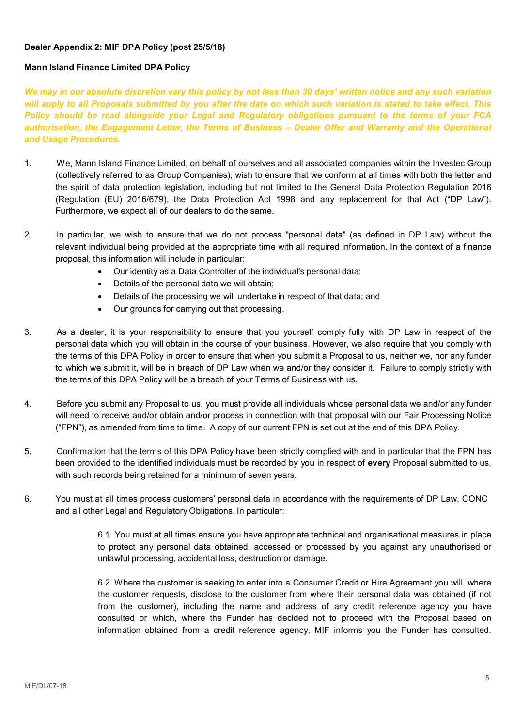**Dealer Appendix 2: MIF DPA Policy (post 25/5/18)**

**Mann Island Finance Limited DPA Policy**

***We may in our absolute discretion vary this policy by not less than 30 days' written notice and any such variation will apply to all Proposals submitted by you after the date on which such variation is stated to take effect. This Policy should be read alongside your Legal and Regulatory obligations pursuant to the terms of your FCA authorisation, the Engagement Letter, the Terms of Business – Dealer Offer and Warranty and the Operational and Usage Procedures.***

1. We, Mann Island Finance Limited, on behalf of ourselves and all associated companies within the Investec Group (collectively referred to as Group Companies), wish to ensure that we conform at all times with both the letter and the spirit of data protection legislation, including but not limited to the General Data Protection Regulation 2016 (Regulation (EU) 2016/679), the Data Protection Act 1998 and any replacement for that Act ("DP Law"). Furthermore, we expect all of our dealers to do the same.

2. In particular, we wish to ensure that we do not process "personal data" (as defined in DP Law) without the relevant individual being provided at the appropriate time with all required information. In the context of a finance proposal, this information will include in particular:
   - Our identity as a Data Controller of the individual's personal data;
   - Details of the personal data we will obtain;
   - Details of the processing we will undertake in respect of that data; and
   - Our grounds for carrying out that processing.

3. As a dealer, it is your responsibility to ensure that you yourself comply fully with DP Law in respect of the personal data which you will obtain in the course of your business. However, we also require that you comply with the terms of this DPA Policy in order to ensure that when you submit a Proposal to us, neither we, nor any funder to which we submit it, will be in breach of DP Law when we and/or they consider it. Failure to comply strictly with the terms of this DPA Policy will be a breach of your Terms of Business with us.

4. Before you submit any Proposal to us, you must provide all individuals whose personal data we and/or any funder will need to receive and/or obtain and/or process in connection with that proposal with our Fair Processing Notice ("FPN"), as amended from time to time. A copy of our current FPN is set out at the end of this DPA Policy.

5. Confirmation that the terms of this DPA Policy have been strictly complied with and in particular that the FPN has been provided to the identified individuals must be recorded by you in respect of **every** Proposal submitted to us, with such records being retained for a minimum of seven years.

6. You must at all times process customers' personal data in accordance with the requirements of DP Law, CONC and all other Legal and Regulatory Obligations. In particular:

   6.1. You must at all times ensure you have appropriate technical and organisational measures in place to protect any personal data obtained, accessed or processed by you against any unauthorised or unlawful processing, accidental loss, destruction or damage.

   6.2. Where the customer is seeking to enter into a Consumer Credit or Hire Agreement you will, where the customer requests, disclose to the customer from where their personal data was obtained (if not from the customer), including the name and address of any credit reference agency you have consulted or which, where the Funder has decided not to proceed with the Proposal based on information obtained from a credit reference agency, MIF informs you the Funder has consulted.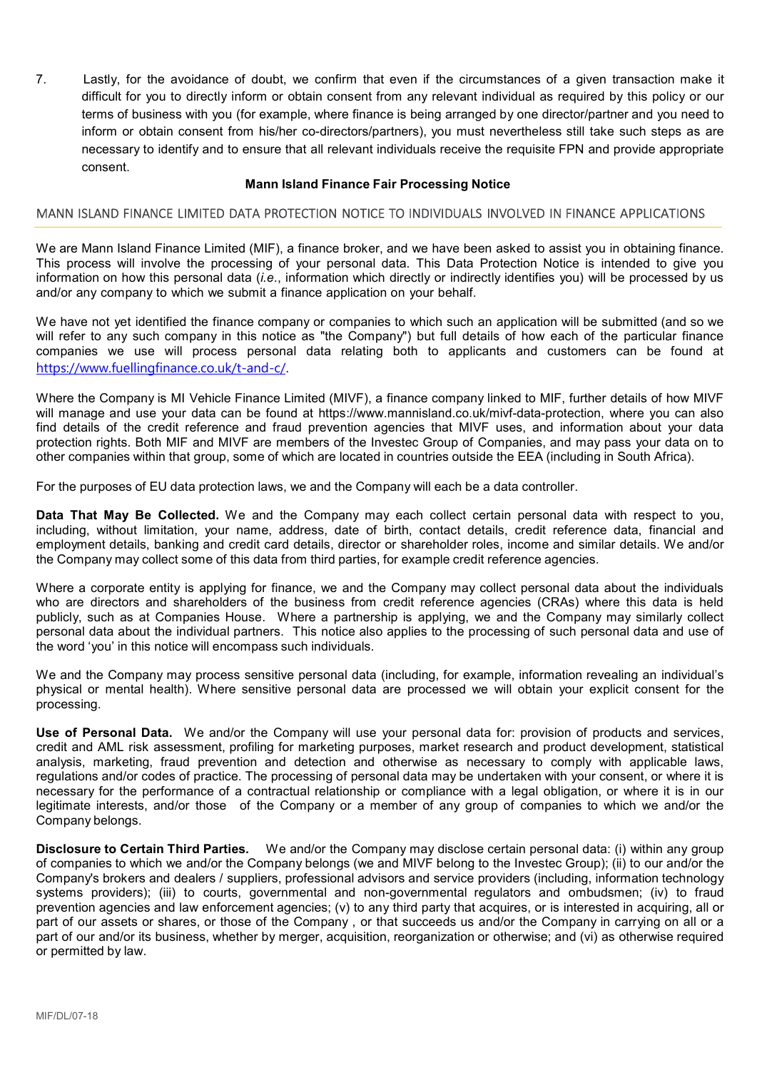7. Lastly, for the avoidance of doubt, we confirm that even if the circumstances of a given transaction make it difficult for you to directly inform or obtain consent from any relevant individual as required by this policy or our terms of business with you (for example, where finance is being arranged by one director/partner and you need to inform or obtain consent from his/her co-directors/partners), you must nevertheless still take such steps as are necessary to identify and to ensure that all relevant individuals receive the requisite FPN and provide appropriate consent.

**Mann Island Finance Fair Processing Notice**

## MANN ISLAND FINANCE LIMITED DATA PROTECTION NOTICE TO INDIVIDUALS INVOLVED IN FINANCE APPLICATIONS

We are Mann Island Finance Limited (MIF), a finance broker, and we have been asked to assist you in obtaining finance. This process will involve the processing of your personal data. This Data Protection Notice is intended to give you information on how this personal data (*i.e*., information which directly or indirectly identifies you) will be processed by us and/or any company to which we submit a finance application on your behalf.

We have not yet identified the finance company or companies to which such an application will be submitted (and so we will refer to any such company in this notice as "the Company") but full details of how each of the particular finance companies we use will process personal data relating both to applicants and customers can be found at https://www.fuellingfinance.co.uk/t-and-c/.

Where the Company is MI Vehicle Finance Limited (MIVF), a finance company linked to MIF, further details of how MIVF will manage and use your data can be found at https://www.mannisland.co.uk/mivf-data-protection, where you can also find details of the credit reference and fraud prevention agencies that MIVF uses, and information about your data protection rights. Both MIF and MIVF are members of the Investec Group of Companies, and may pass your data on to other companies within that group, some of which are located in countries outside the EEA (including in South Africa).

For the purposes of EU data protection laws, we and the Company will each be a data controller.

**Data That May Be Collected.** We and the Company may each collect certain personal data with respect to you, including, without limitation, your name, address, date of birth, contact details, credit reference data, financial and employment details, banking and credit card details, director or shareholder roles, income and similar details. We and/or the Company may collect some of this data from third parties, for example credit reference agencies.

Where a corporate entity is applying for finance, we and the Company may collect personal data about the individuals who are directors and shareholders of the business from credit reference agencies (CRAs) where this data is held publicly, such as at Companies House. Where a partnership is applying, we and the Company may similarly collect personal data about the individual partners. This notice also applies to the processing of such personal data and use of the word 'you' in this notice will encompass such individuals.

We and the Company may process sensitive personal data (including, for example, information revealing an individual's physical or mental health). Where sensitive personal data are processed we will obtain your explicit consent for the processing.

**Use of Personal Data.** We and/or the Company will use your personal data for: provision of products and services, credit and AML risk assessment, profiling for marketing purposes, market research and product development, statistical analysis, marketing, fraud prevention and detection and otherwise as necessary to comply with applicable laws, regulations and/or codes of practice. The processing of personal data may be undertaken with your consent, or where it is necessary for the performance of a contractual relationship or compliance with a legal obligation, or where it is in our legitimate interests, and/or those of the Company or a member of any group of companies to which we and/or the Company belongs.

**Disclosure to Certain Third Parties.** We and/or the Company may disclose certain personal data: (i) within any group of companies to which we and/or the Company belongs (we and MIVF belong to the Investec Group); (ii) to our and/or the Company's brokers and dealers / suppliers, professional advisors and service providers (including, information technology systems providers); (iii) to courts, governmental and non-governmental regulators and ombudsmen; (iv) to fraud prevention agencies and law enforcement agencies; (v) to any third party that acquires, or is interested in acquiring, all or part of our assets or shares, or those of the Company , or that succeeds us and/or the Company in carrying on all or a part of our and/or its business, whether by merger, acquisition, reorganization or otherwise; and (vi) as otherwise required or permitted by law.

MIF/DL/07-18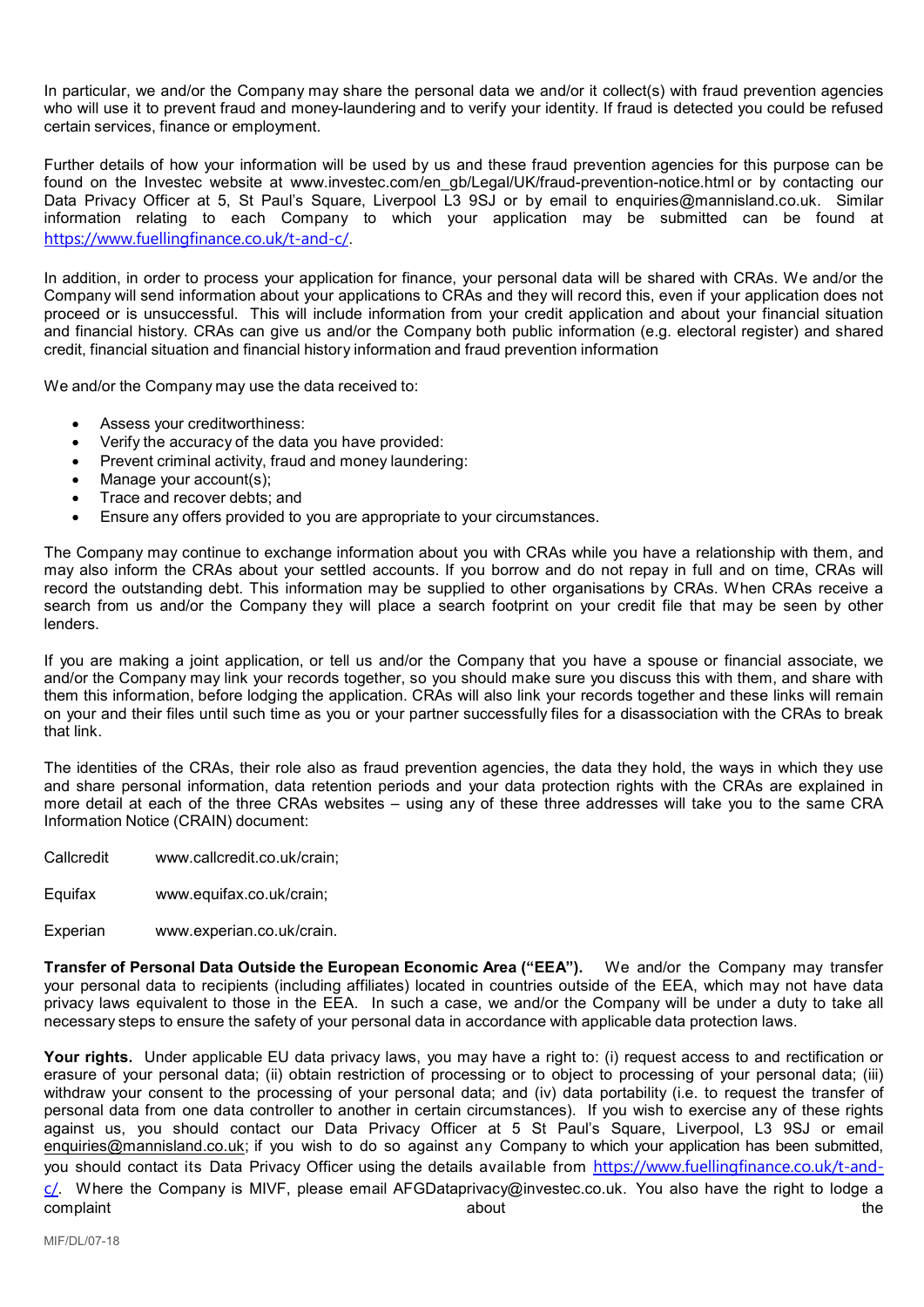In particular, we and/or the Company may share the personal data we and/or it collect(s) with fraud prevention agencies who will use it to prevent fraud and money-laundering and to verify your identity. If fraud is detected you could be refused certain services, finance or employment.

Further details of how your information will be used by us and these fraud prevention agencies for this purpose can be found on the Investec website at www.investec.com/en_gb/Legal/UK/fraud-prevention-notice.html or by contacting our Data Privacy Officer at 5, St Paul's Square, Liverpool L3 9SJ or by email to enquiries@mannisland.co.uk. Similar information relating to each Company to which your application may be submitted can be found at https://www.fuellingfinance.co.uk/t-and-c/.

In addition, in order to process your application for finance, your personal data will be shared with CRAs. We and/or the Company will send information about your applications to CRAs and they will record this, even if your application does not proceed or is unsuccessful. This will include information from your credit application and about your financial situation and financial history. CRAs can give us and/or the Company both public information (e.g. electoral register) and shared credit, financial situation and financial history information and fraud prevention information

We and/or the Company may use the data received to:

- Assess your creditworthiness:
- Verify the accuracy of the data you have provided:
- Prevent criminal activity, fraud and money laundering:
- Manage your account(s);
- Trace and recover debts; and
- Ensure any offers provided to you are appropriate to your circumstances.

The Company may continue to exchange information about you with CRAs while you have a relationship with them, and may also inform the CRAs about your settled accounts. If you borrow and do not repay in full and on time, CRAs will record the outstanding debt. This information may be supplied to other organisations by CRAs. When CRAs receive a search from us and/or the Company they will place a search footprint on your credit file that may be seen by other lenders.

If you are making a joint application, or tell us and/or the Company that you have a spouse or financial associate, we and/or the Company may link your records together, so you should make sure you discuss this with them, and share with them this information, before lodging the application. CRAs will also link your records together and these links will remain on your and their files until such time as you or your partner successfully files for a disassociation with the CRAs to break that link.

The identities of the CRAs, their role also as fraud prevention agencies, the data they hold, the ways in which they use and share personal information, data retention periods and your data protection rights with the CRAs are explained in more detail at each of the three CRAs websites – using any of these three addresses will take you to the same CRA Information Notice (CRAIN) document:

Callcredit    www.callcredit.co.uk/crain;

Equifax    www.equifax.co.uk/crain;

Experian    www.experian.co.uk/crain.

**Transfer of Personal Data Outside the European Economic Area ("EEA").** We and/or the Company may transfer your personal data to recipients (including affiliates) located in countries outside of the EEA, which may not have data privacy laws equivalent to those in the EEA. In such a case, we and/or the Company will be under a duty to take all necessary steps to ensure the safety of your personal data in accordance with applicable data protection laws.

**Your rights.** Under applicable EU data privacy laws, you may have a right to: (i) request access to and rectification or erasure of your personal data; (ii) obtain restriction of processing or to object to processing of your personal data; (iii) withdraw your consent to the processing of your personal data; and (iv) data portability (i.e. to request the transfer of personal data from one data controller to another in certain circumstances). If you wish to exercise any of these rights against us, you should contact our Data Privacy Officer at 5 St Paul's Square, Liverpool, L3 9SJ or email enquiries@mannisland.co.uk; if you wish to do so against any Company to which your application has been submitted, you should contact its Data Privacy Officer using the details available from https://www.fuellingfinance.co.uk/t-and-c/. Where the Company is MIVF, please email AFGDataprivacy@investec.co.uk. You also have the right to lodge a complaint about the

MIF/DL/07-18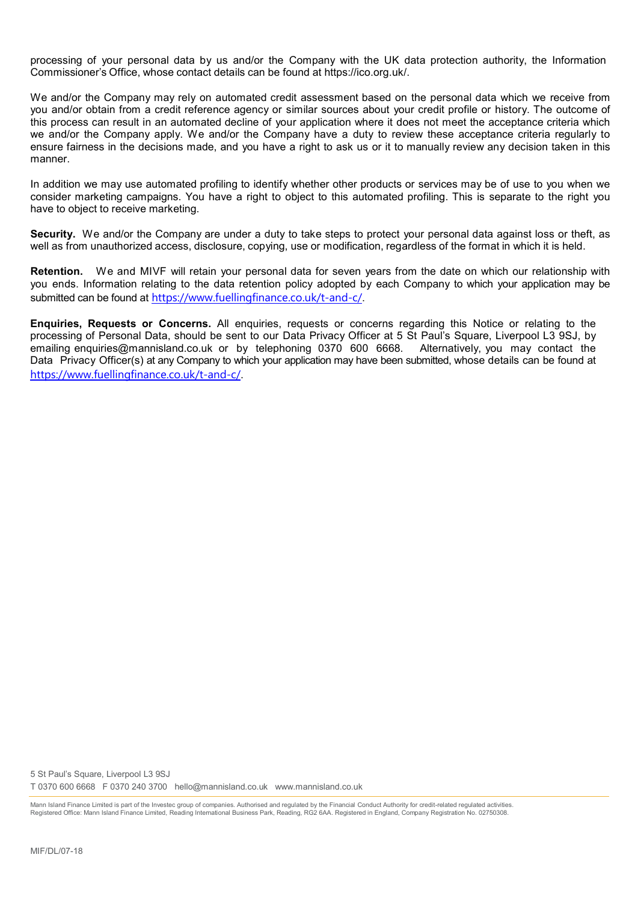processing of your personal data by us and/or the Company with the UK data protection authority, the Information Commissioner's Office, whose contact details can be found at https://ico.org.uk/.

We and/or the Company may rely on automated credit assessment based on the personal data which we receive from you and/or obtain from a credit reference agency or similar sources about your credit profile or history. The outcome of this process can result in an automated decline of your application where it does not meet the acceptance criteria which we and/or the Company apply. We and/or the Company have a duty to review these acceptance criteria regularly to ensure fairness in the decisions made, and you have a right to ask us or it to manually review any decision taken in this manner.

In addition we may use automated profiling to identify whether other products or services may be of use to you when we consider marketing campaigns. You have a right to object to this automated profiling. This is separate to the right you have to object to receive marketing.

**Security.** We and/or the Company are under a duty to take steps to protect your personal data against loss or theft, as well as from unauthorized access, disclosure, copying, use or modification, regardless of the format in which it is held.

**Retention.** We and MIVF will retain your personal data for seven years from the date on which our relationship with you ends. Information relating to the data retention policy adopted by each Company to which your application may be submitted can be found at https://www.fuellingfinance.co.uk/t-and-c/.

**Enquiries, Requests or Concerns.** All enquiries, requests or concerns regarding this Notice or relating to the processing of Personal Data, should be sent to our Data Privacy Officer at 5 St Paul's Square, Liverpool L3 9SJ, by emailing enquiries@mannisland.co.uk or by telephoning 0370 600 6668. Alternatively, you may contact the Data Privacy Officer(s) at any Company to which your application may have been submitted, whose details can be found at https://www.fuellingfinance.co.uk/t-and-c/.

5 St Paul's Square, Liverpool L3 9SJ
T 0370 600 6668 F 0370 240 3700 hello@mannisland.co.uk www.mannisland.co.uk

Mann Island Finance Limited is part of the Investec group of companies. Authorised and regulated by the Financial Conduct Authority for credit-related regulated activities.
Registered Office: Mann Island Finance Limited, Reading International Business Park, Reading, RG2 6AA. Registered in England, Company Registration No. 02750308.

MIF/DL/07-18